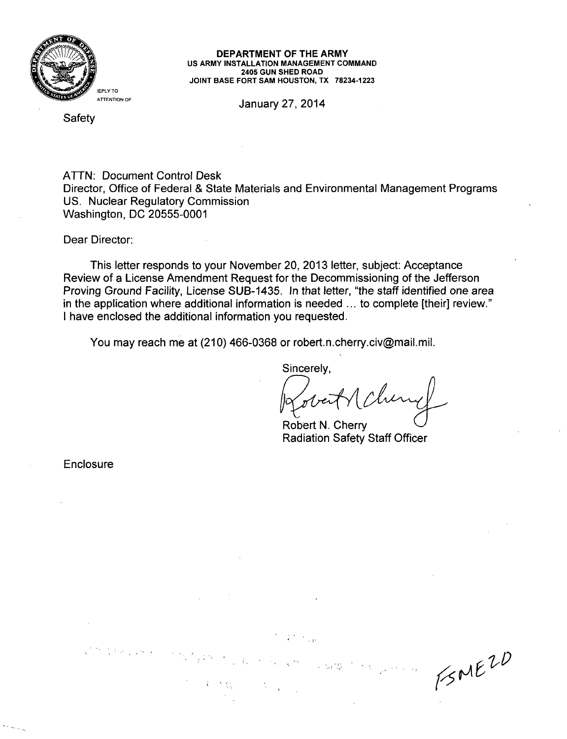**DEPARTMENT OF THE ARMY**
**US ARMY INSTALLATION MANAGEMENT COMMAND**
**2405 GUN SHED ROAD**
**JOINT BASE FORT SAM HOUSTON, TX 78234-1223**

REPLY TO
ATTENTION OF

January 27, 2014

Safety

ATTN: Document Control Desk
Director, Office of Federal & State Materials and Environmental Management Programs
US. Nuclear Regulatory Commission
Washington, DC 20555-0001

Dear Director:

This letter responds to your November 20, 2013 letter, subject: Acceptance Review of a License Amendment Request for the Decommissioning of the Jefferson Proving Ground Facility, License SUB-1435. In that letter, "the staff identified one area in the application where additional information is needed ... to complete [their] review." I have enclosed the additional information you requested.

You may reach me at (210) 466-0368 or robert.n.cherry.civ@mail.mil.

Sincerely,

Robert N. Cherry
Radiation Safety Staff Officer

Enclosure

FSME20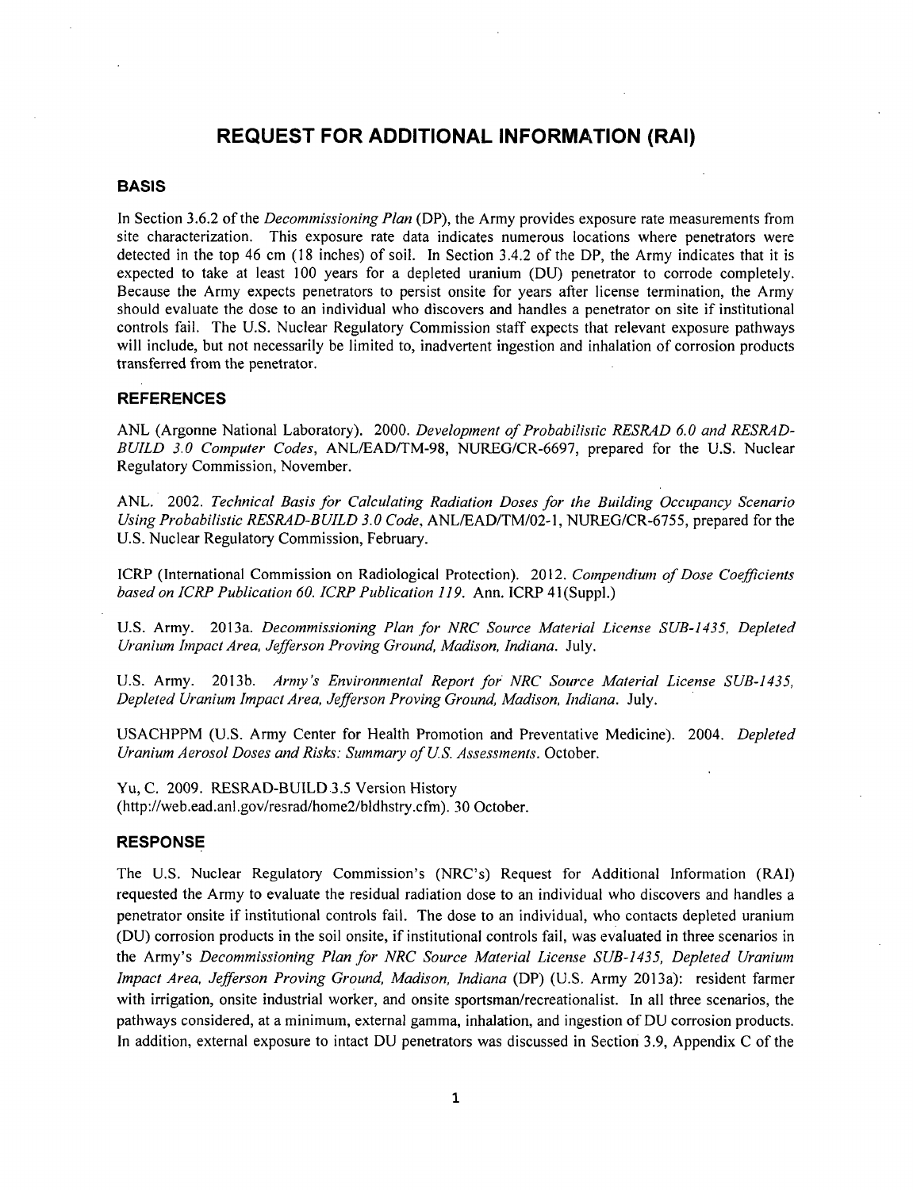# REQUEST FOR ADDITIONAL INFORMATION (RAI)

## BASIS

In Section 3.6.2 of the *Decommissioning Plan* (DP), the Army provides exposure rate measurements from site characterization. This exposure rate data indicates numerous locations where penetrators were detected in the top 46 cm (18 inches) of soil. In Section 3.4.2 of the DP, the Army indicates that it is expected to take at least 100 years for a depleted uranium (DU) penetrator to corrode completely. Because the Army expects penetrators to persist onsite for years after license termination, the Army should evaluate the dose to an individual who discovers and handles a penetrator on site if institutional controls fail. The U.S. Nuclear Regulatory Commission staff expects that relevant exposure pathways will include, but not necessarily be limited to, inadvertent ingestion and inhalation of corrosion products transferred from the penetrator.

## REFERENCES

ANL (Argonne National Laboratory). 2000. *Development of Probabilistic RESRAD 6.0 and RESRAD-BUILD 3.0 Computer Codes*, ANL/EAD/TM-98, NUREG/CR-6697, prepared for the U.S. Nuclear Regulatory Commission, November.

ANL. 2002. *Technical Basis for Calculating Radiation Doses for the Building Occupancy Scenario Using Probabilistic RESRAD-BUILD 3.0 Code*, ANL/EAD/TM/02-1, NUREG/CR-6755, prepared for the U.S. Nuclear Regulatory Commission, February.

ICRP (International Commission on Radiological Protection). 2012. *Compendium of Dose Coefficients based on ICRP Publication 60. ICRP Publication 119*. Ann. ICRP 41(Suppl.)

U.S. Army. 2013a. *Decommissioning Plan for NRC Source Material License SUB-1435, Depleted Uranium Impact Area, Jefferson Proving Ground, Madison, Indiana*. July.

U.S. Army. 2013b. *Army's Environmental Report for NRC Source Material License SUB-1435, Depleted Uranium Impact Area, Jefferson Proving Ground, Madison, Indiana*. July.

USACHPPM (U.S. Army Center for Health Promotion and Preventative Medicine). 2004. *Depleted Uranium Aerosol Doses and Risks: Summary of U.S. Assessments*. October.

Yu, C. 2009. RESRAD-BUILD 3.5 Version History (http://web.ead.anl.gov/resrad/home2/bldhstry.cfm). 30 October.

## RESPONSE

The U.S. Nuclear Regulatory Commission's (NRC's) Request for Additional Information (RAI) requested the Army to evaluate the residual radiation dose to an individual who discovers and handles a penetrator onsite if institutional controls fail. The dose to an individual, who contacts depleted uranium (DU) corrosion products in the soil onsite, if institutional controls fail, was evaluated in three scenarios in the Army's *Decommissioning Plan for NRC Source Material License SUB-1435, Depleted Uranium Impact Area, Jefferson Proving Ground, Madison, Indiana* (DP) (U.S. Army 2013a): resident farmer with irrigation, onsite industrial worker, and onsite sportsman/recreationalist. In all three scenarios, the pathways considered, at a minimum, external gamma, inhalation, and ingestion of DU corrosion products. In addition, external exposure to intact DU penetrators was discussed in Section 3.9, Appendix C of the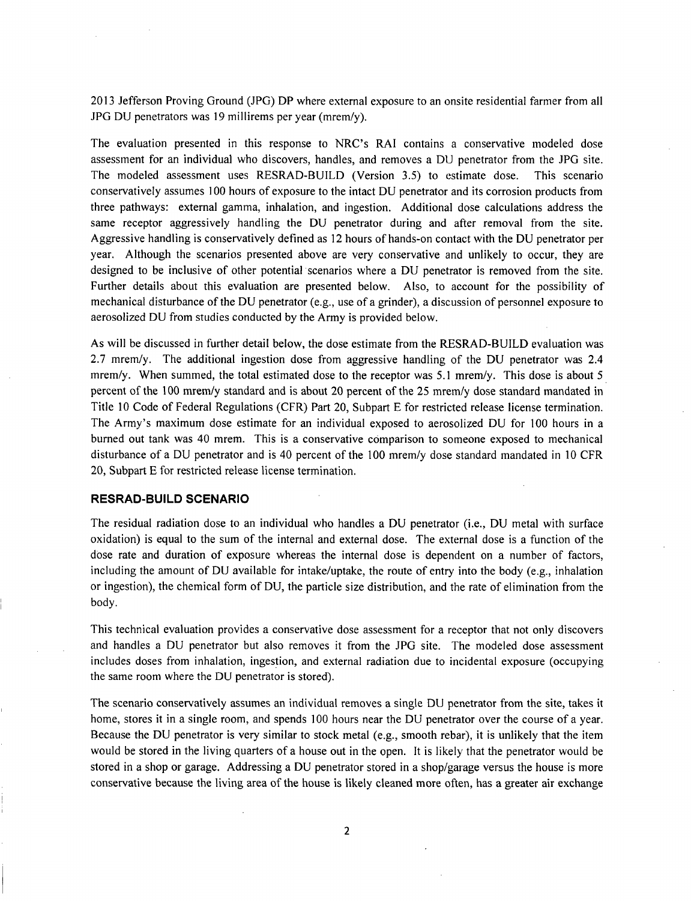2013 Jefferson Proving Ground (JPG) DP where external exposure to an onsite residential farmer from all JPG DU penetrators was 19 millirems per year (mrem/y).

The evaluation presented in this response to NRC's RAI contains a conservative modeled dose assessment for an individual who discovers, handles, and removes a DU penetrator from the JPG site. The modeled assessment uses RESRAD-BUILD (Version 3.5) to estimate dose. This scenario conservatively assumes 100 hours of exposure to the intact DU penetrator and its corrosion products from three pathways: external gamma, inhalation, and ingestion. Additional dose calculations address the same receptor aggressively handling the DU penetrator during and after removal from the site. Aggressive handling is conservatively defined as 12 hours of hands-on contact with the DU penetrator per year. Although the scenarios presented above are very conservative and unlikely to occur, they are designed to be inclusive of other potential scenarios where a DU penetrator is removed from the site. Further details about this evaluation are presented below. Also, to account for the possibility of mechanical disturbance of the DU penetrator (e.g., use of a grinder), a discussion of personnel exposure to aerosolized DU from studies conducted by the Army is provided below.

As will be discussed in further detail below, the dose estimate from the RESRAD-BUILD evaluation was 2.7 mrem/y. The additional ingestion dose from aggressive handling of the DU penetrator was 2.4 mrem/y. When summed, the total estimated dose to the receptor was 5.1 mrem/y. This dose is about 5 percent of the 100 mrem/y standard and is about 20 percent of the 25 mrem/y dose standard mandated in Title 10 Code of Federal Regulations (CFR) Part 20, Subpart E for restricted release license termination. The Army's maximum dose estimate for an individual exposed to aerosolized DU for 100 hours in a burned out tank was 40 mrem. This is a conservative comparison to someone exposed to mechanical disturbance of a DU penetrator and is 40 percent of the 100 mrem/y dose standard mandated in 10 CFR 20, Subpart E for restricted release license termination.

## RESRAD-BUILD SCENARIO

The residual radiation dose to an individual who handles a DU penetrator (i.e., DU metal with surface oxidation) is equal to the sum of the internal and external dose. The external dose is a function of the dose rate and duration of exposure whereas the internal dose is dependent on a number of factors, including the amount of DU available for intake/uptake, the route of entry into the body (e.g., inhalation or ingestion), the chemical form of DU, the particle size distribution, and the rate of elimination from the body.

This technical evaluation provides a conservative dose assessment for a receptor that not only discovers and handles a DU penetrator but also removes it from the JPG site. The modeled dose assessment includes doses from inhalation, ingestion, and external radiation due to incidental exposure (occupying the same room where the DU penetrator is stored).

The scenario conservatively assumes an individual removes a single DU penetrator from the site, takes it home, stores it in a single room, and spends 100 hours near the DU penetrator over the course of a year. Because the DU penetrator is very similar to stock metal (e.g., smooth rebar), it is unlikely that the item would be stored in the living quarters of a house out in the open. It is likely that the penetrator would be stored in a shop or garage. Addressing a DU penetrator stored in a shop/garage versus the house is more conservative because the living area of the house is likely cleaned more often, has a greater air exchange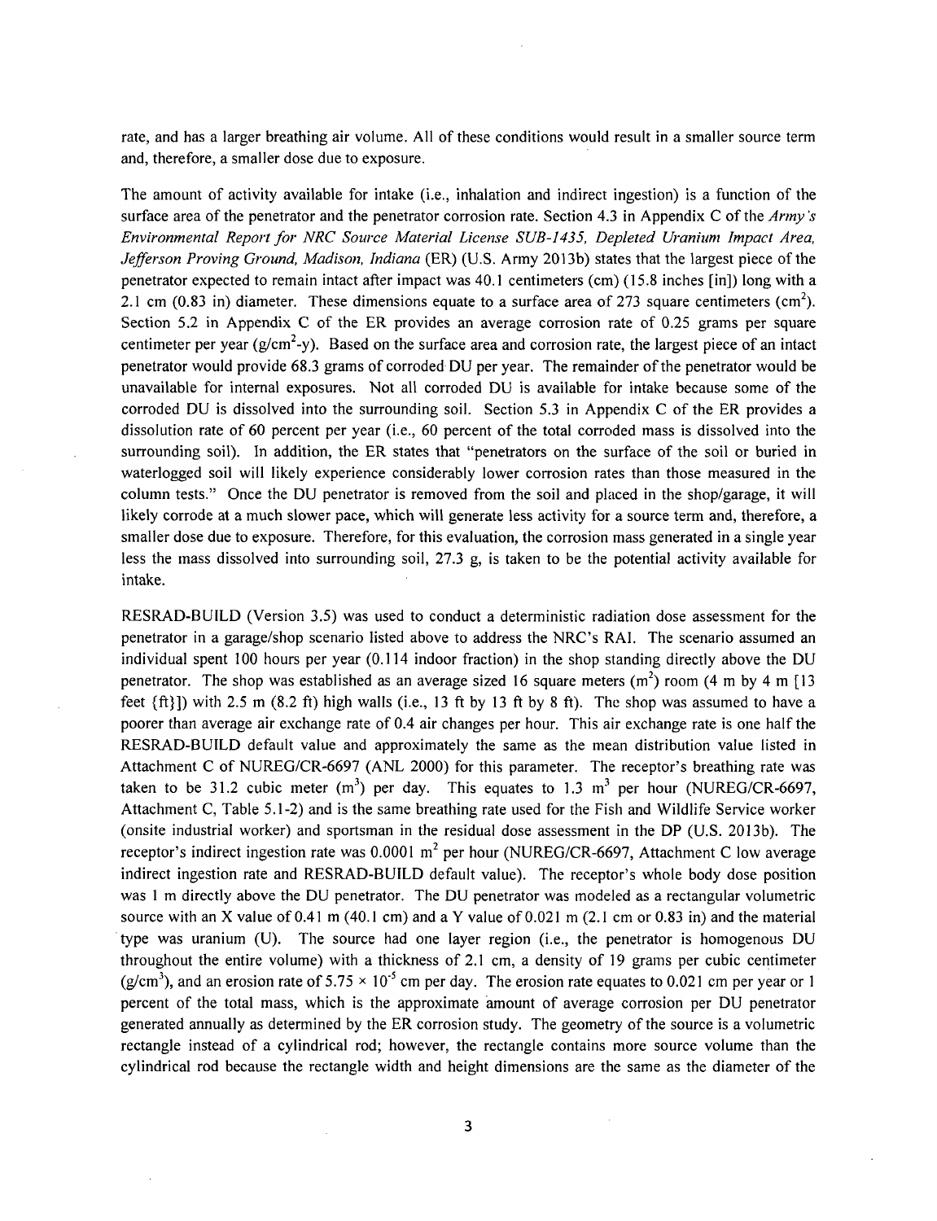rate, and has a larger breathing air volume. All of these conditions would result in a smaller source term and, therefore, a smaller dose due to exposure.

The amount of activity available for intake (i.e., inhalation and indirect ingestion) is a function of the surface area of the penetrator and the penetrator corrosion rate. Section 4.3 in Appendix C of the *Army's Environmental Report for NRC Source Material License SUB-1435, Depleted Uranium Impact Area, Jefferson Proving Ground, Madison, Indiana* (ER) (U.S. Army 2013b) states that the largest piece of the penetrator expected to remain intact after impact was 40.1 centimeters (cm) (15.8 inches [in]) long with a 2.1 cm (0.83 in) diameter. These dimensions equate to a surface area of 273 square centimeters ($cm^2$). Section 5.2 in Appendix C of the ER provides an average corrosion rate of 0.25 grams per square centimeter per year ($g/cm^2$-y). Based on the surface area and corrosion rate, the largest piece of an intact penetrator would provide 68.3 grams of corroded DU per year. The remainder of the penetrator would be unavailable for internal exposures. Not all corroded DU is available for intake because some of the corroded DU is dissolved into the surrounding soil. Section 5.3 in Appendix C of the ER provides a dissolution rate of 60 percent per year (i.e., 60 percent of the total corroded mass is dissolved into the surrounding soil). In addition, the ER states that "penetrators on the surface of the soil or buried in waterlogged soil will likely experience considerably lower corrosion rates than those measured in the column tests." Once the DU penetrator is removed from the soil and placed in the shop/garage, it will likely corrode at a much slower pace, which will generate less activity for a source term and, therefore, a smaller dose due to exposure. Therefore, for this evaluation, the corrosion mass generated in a single year less the mass dissolved into surrounding soil, 27.3 g, is taken to be the potential activity available for intake.

RESRAD-BUILD (Version 3.5) was used to conduct a deterministic radiation dose assessment for the penetrator in a garage/shop scenario listed above to address the NRC's RAI. The scenario assumed an individual spent 100 hours per year (0.114 indoor fraction) in the shop standing directly above the DU penetrator. The shop was established as an average sized 16 square meters ($m^2$) room (4 m by 4 m [13 feet {ft}]) with 2.5 m (8.2 ft) high walls (i.e., 13 ft by 13 ft by 8 ft). The shop was assumed to have a poorer than average air exchange rate of 0.4 air changes per hour. This air exchange rate is one half the RESRAD-BUILD default value and approximately the same as the mean distribution value listed in Attachment C of NUREG/CR-6697 (ANL 2000) for this parameter. The receptor's breathing rate was taken to be 31.2 cubic meter ($m^3$) per day. This equates to 1.3 $m^3$ per hour (NUREG/CR-6697, Attachment C, Table 5.1-2) and is the same breathing rate used for the Fish and Wildlife Service worker (onsite industrial worker) and sportsman in the residual dose assessment in the DP (U.S. 2013b). The receptor's indirect ingestion rate was 0.0001 $m^2$ per hour (NUREG/CR-6697, Attachment C low average indirect ingestion rate and RESRAD-BUILD default value). The receptor's whole body dose position was 1 m directly above the DU penetrator. The DU penetrator was modeled as a rectangular volumetric source with an X value of 0.41 m (40.1 cm) and a Y value of 0.021 m (2.1 cm or 0.83 in) and the material type was uranium (U). The source had one layer region (i.e., the penetrator is homogenous DU throughout the entire volume) with a thickness of 2.1 cm, a density of 19 grams per cubic centimeter ($g/cm^3$), and an erosion rate of $5.75 \times 10^{-5}$ cm per day. The erosion rate equates to 0.021 cm per year or 1 percent of the total mass, which is the approximate amount of average corrosion per DU penetrator generated annually as determined by the ER corrosion study. The geometry of the source is a volumetric rectangle instead of a cylindrical rod; however, the rectangle contains more source volume than the cylindrical rod because the rectangle width and height dimensions are the same as the diameter of the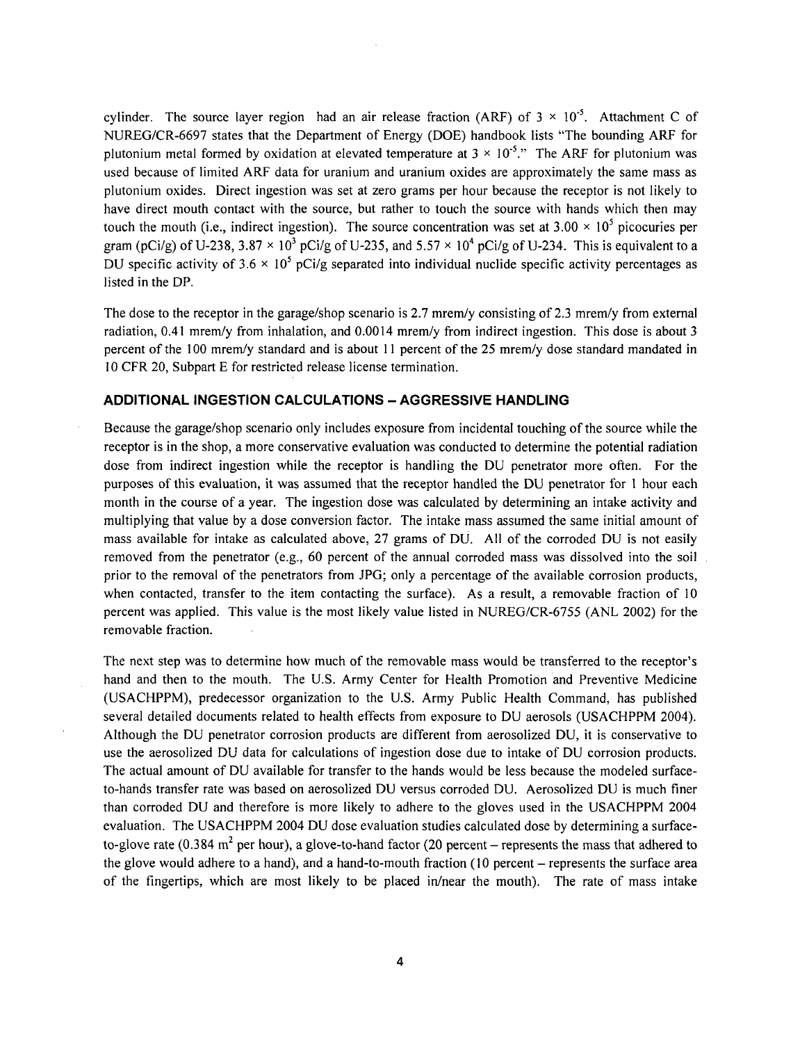cylinder. The source layer region had an air release fraction (ARF) of $3 \times 10^{-5}$. Attachment C of NUREG/CR-6697 states that the Department of Energy (DOE) handbook lists "The bounding ARF for plutonium metal formed by oxidation at elevated temperature at $3 \times 10^{-5}$." The ARF for plutonium was used because of limited ARF data for uranium and uranium oxides are approximately the same mass as plutonium oxides. Direct ingestion was set at zero grams per hour because the receptor is not likely to have direct mouth contact with the source, but rather to touch the source with hands which then may touch the mouth (i.e., indirect ingestion). The source concentration was set at $3.00 \times 10^5$ picocuries per gram (pCi/g) of U-238, $3.87 \times 10^3$ pCi/g of U-235, and $5.57 \times 10^4$ pCi/g of U-234. This is equivalent to a DU specific activity of $3.6 \times 10^5$ pCi/g separated into individual nuclide specific activity percentages as listed in the DP.

The dose to the receptor in the garage/shop scenario is 2.7 mrem/y consisting of 2.3 mrem/y from external radiation, 0.41 mrem/y from inhalation, and 0.0014 mrem/y from indirect ingestion. This dose is about 3 percent of the 100 mrem/y standard and is about 11 percent of the 25 mrem/y dose standard mandated in 10 CFR 20, Subpart E for restricted release license termination.

## ADDITIONAL INGESTION CALCULATIONS – AGGRESSIVE HANDLING

Because the garage/shop scenario only includes exposure from incidental touching of the source while the receptor is in the shop, a more conservative evaluation was conducted to determine the potential radiation dose from indirect ingestion while the receptor is handling the DU penetrator more often. For the purposes of this evaluation, it was assumed that the receptor handled the DU penetrator for 1 hour each month in the course of a year. The ingestion dose was calculated by determining an intake activity and multiplying that value by a dose conversion factor. The intake mass assumed the same initial amount of mass available for intake as calculated above, 27 grams of DU. All of the corroded DU is not easily removed from the penetrator (e.g., 60 percent of the annual corroded mass was dissolved into the soil prior to the removal of the penetrators from JPG; only a percentage of the available corrosion products, when contacted, transfer to the item contacting the surface). As a result, a removable fraction of 10 percent was applied. This value is the most likely value listed in NUREG/CR-6755 (ANL 2002) for the removable fraction.

The next step was to determine how much of the removable mass would be transferred to the receptor's hand and then to the mouth. The U.S. Army Center for Health Promotion and Preventive Medicine (USACHPPM), predecessor organization to the U.S. Army Public Health Command, has published several detailed documents related to health effects from exposure to DU aerosols (USACHPPM 2004). Although the DU penetrator corrosion products are different from aerosolized DU, it is conservative to use the aerosolized DU data for calculations of ingestion dose due to intake of DU corrosion products. The actual amount of DU available for transfer to the hands would be less because the modeled surface-to-hands transfer rate was based on aerosolized DU versus corroded DU. Aerosolized DU is much finer than corroded DU and therefore is more likely to adhere to the gloves used in the USACHPPM 2004 evaluation. The USACHPPM 2004 DU dose evaluation studies calculated dose by determining a surface-to-glove rate (0.384 $m^2$ per hour), a glove-to-hand factor (20 percent – represents the mass that adhered to the glove would adhere to a hand), and a hand-to-mouth fraction (10 percent – represents the surface area of the fingertips, which are most likely to be placed in/near the mouth). The rate of mass intake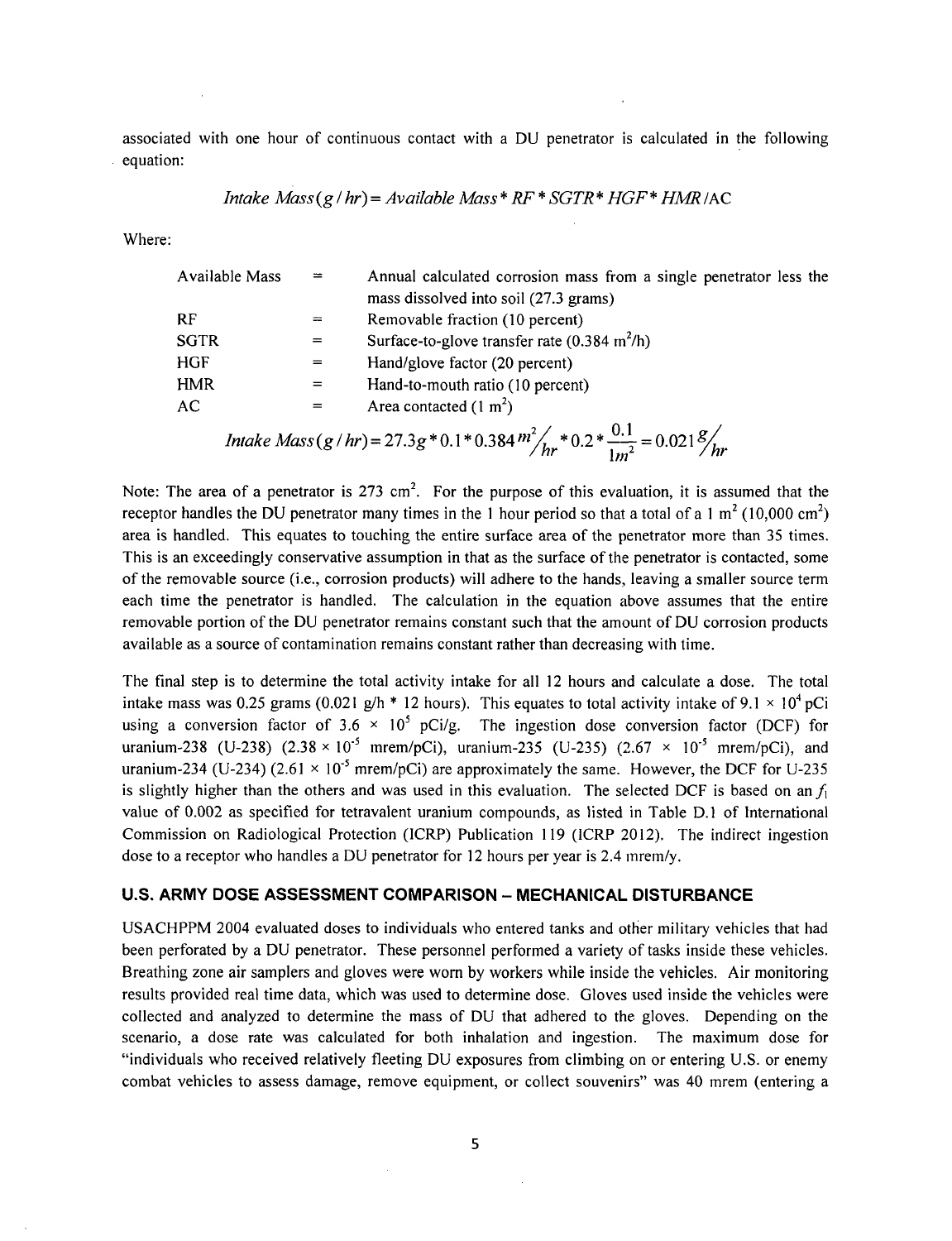associated with one hour of continuous contact with a DU penetrator is calculated in the following equation:

$$Intake\ Mass(g/hr) = Available\ Mass * RF * SGTR * HGF * HMR / \text{AC}$$

Where:

| | | |
|---|---|---|
| Available Mass | = | Annual calculated corrosion mass from a single penetrator less the mass dissolved into soil (27.3 grams) |
| RF | = | Removable fraction (10 percent) |
| SGTR | = | Surface-to-glove transfer rate (0.384 $m^2$/h) |
| HGF | = | Hand/glove factor (20 percent) |
| HMR | = | Hand-to-mouth ratio (10 percent) |
| AC | = | Area contacted (1 $m^2$) |

$$Intake\ Mass(g/hr) = 27.3g * 0.1 * 0.384\, {}^{m^2}\!/_{hr} * 0.2 * \frac{0.1}{1m^2} = 0.021\, {}^{g}\!/_{hr}$$

Note: The area of a penetrator is 273 $cm^2$. For the purpose of this evaluation, it is assumed that the receptor handles the DU penetrator many times in the 1 hour period so that a total of a 1 $m^2$ (10,000 $cm^2$) area is handled. This equates to touching the entire surface area of the penetrator more than 35 times. This is an exceedingly conservative assumption in that as the surface of the penetrator is contacted, some of the removable source (i.e., corrosion products) will adhere to the hands, leaving a smaller source term each time the penetrator is handled. The calculation in the equation above assumes that the entire removable portion of the DU penetrator remains constant such that the amount of DU corrosion products available as a source of contamination remains constant rather than decreasing with time.

The final step is to determine the total activity intake for all 12 hours and calculate a dose. The total intake mass was 0.25 grams (0.021 g/h * 12 hours). This equates to total activity intake of $9.1 \times 10^4$ pCi using a conversion factor of $3.6 \times 10^5$ pCi/g. The ingestion dose conversion factor (DCF) for uranium-238 (U-238) ($2.38 \times 10^{-5}$ mrem/pCi), uranium-235 (U-235) ($2.67 \times 10^{-5}$ mrem/pCi), and uranium-234 (U-234) ($2.61 \times 10^{-5}$ mrem/pCi) are approximately the same. However, the DCF for U-235 is slightly higher than the others and was used in this evaluation. The selected DCF is based on an $f_1$ value of 0.002 as specified for tetravalent uranium compounds, as listed in Table D.1 of International Commission on Radiological Protection (ICRP) Publication 119 (ICRP 2012). The indirect ingestion dose to a receptor who handles a DU penetrator for 12 hours per year is 2.4 mrem/y.

## U.S. ARMY DOSE ASSESSMENT COMPARISON – MECHANICAL DISTURBANCE

USACHPPM 2004 evaluated doses to individuals who entered tanks and other military vehicles that had been perforated by a DU penetrator. These personnel performed a variety of tasks inside these vehicles. Breathing zone air samplers and gloves were worn by workers while inside the vehicles. Air monitoring results provided real time data, which was used to determine dose. Gloves used inside the vehicles were collected and analyzed to determine the mass of DU that adhered to the gloves. Depending on the scenario, a dose rate was calculated for both inhalation and ingestion. The maximum dose for "individuals who received relatively fleeting DU exposures from climbing on or entering U.S. or enemy combat vehicles to assess damage, remove equipment, or collect souvenirs" was 40 mrem (entering a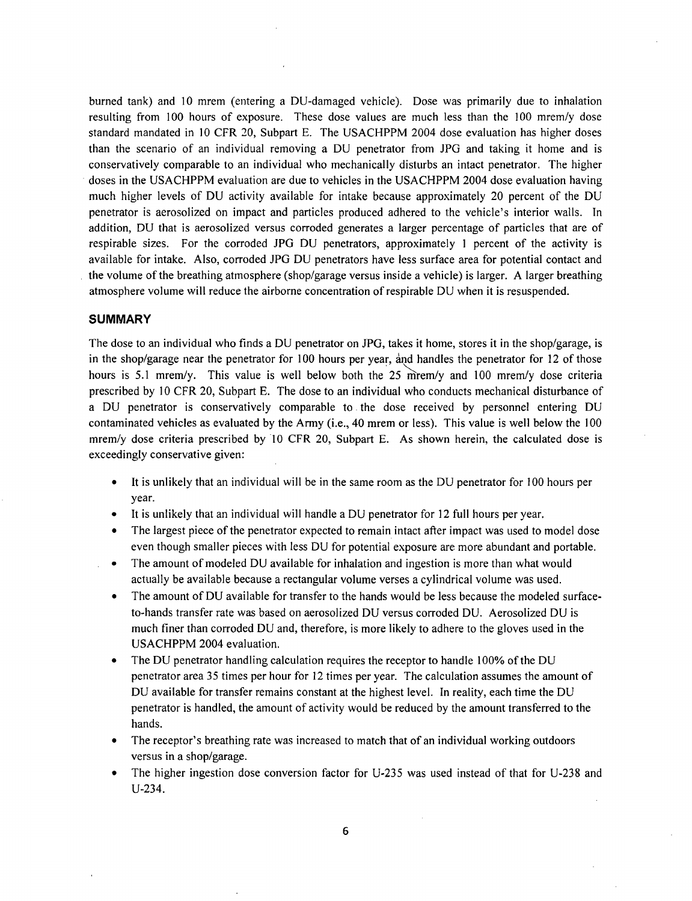burned tank) and 10 mrem (entering a DU-damaged vehicle). Dose was primarily due to inhalation resulting from 100 hours of exposure. These dose values are much less than the 100 mrem/y dose standard mandated in 10 CFR 20, Subpart E. The USACHPPM 2004 dose evaluation has higher doses than the scenario of an individual removing a DU penetrator from JPG and taking it home and is conservatively comparable to an individual who mechanically disturbs an intact penetrator. The higher doses in the USACHPPM evaluation are due to vehicles in the USACHPPM 2004 dose evaluation having much higher levels of DU activity available for intake because approximately 20 percent of the DU penetrator is aerosolized on impact and particles produced adhered to the vehicle's interior walls. In addition, DU that is aerosolized versus corroded generates a larger percentage of particles that are of respirable sizes. For the corroded JPG DU penetrators, approximately 1 percent of the activity is available for intake. Also, corroded JPG DU penetrators have less surface area for potential contact and the volume of the breathing atmosphere (shop/garage versus inside a vehicle) is larger. A larger breathing atmosphere volume will reduce the airborne concentration of respirable DU when it is resuspended.

## SUMMARY

The dose to an individual who finds a DU penetrator on JPG, takes it home, stores it in the shop/garage, is in the shop/garage near the penetrator for 100 hours per year, and handles the penetrator for 12 of those hours is 5.1 mrem/y. This value is well below both the 25 mrem/y and 100 mrem/y dose criteria prescribed by 10 CFR 20, Subpart E. The dose to an individual who conducts mechanical disturbance of a DU penetrator is conservatively comparable to the dose received by personnel entering DU contaminated vehicles as evaluated by the Army (i.e., 40 mrem or less). This value is well below the 100 mrem/y dose criteria prescribed by 10 CFR 20, Subpart E. As shown herein, the calculated dose is exceedingly conservative given:

- It is unlikely that an individual will be in the same room as the DU penetrator for 100 hours per year.
- It is unlikely that an individual will handle a DU penetrator for 12 full hours per year.
- The largest piece of the penetrator expected to remain intact after impact was used to model dose even though smaller pieces with less DU for potential exposure are more abundant and portable.
- The amount of modeled DU available for inhalation and ingestion is more than what would actually be available because a rectangular volume verses a cylindrical volume was used.
- The amount of DU available for transfer to the hands would be less because the modeled surface-to-hands transfer rate was based on aerosolized DU versus corroded DU. Aerosolized DU is much finer than corroded DU and, therefore, is more likely to adhere to the gloves used in the USACHPPM 2004 evaluation.
- The DU penetrator handling calculation requires the receptor to handle 100% of the DU penetrator area 35 times per hour for 12 times per year. The calculation assumes the amount of DU available for transfer remains constant at the highest level. In reality, each time the DU penetrator is handled, the amount of activity would be reduced by the amount transferred to the hands.
- The receptor's breathing rate was increased to match that of an individual working outdoors versus in a shop/garage.
- The higher ingestion dose conversion factor for U-235 was used instead of that for U-238 and U-234.